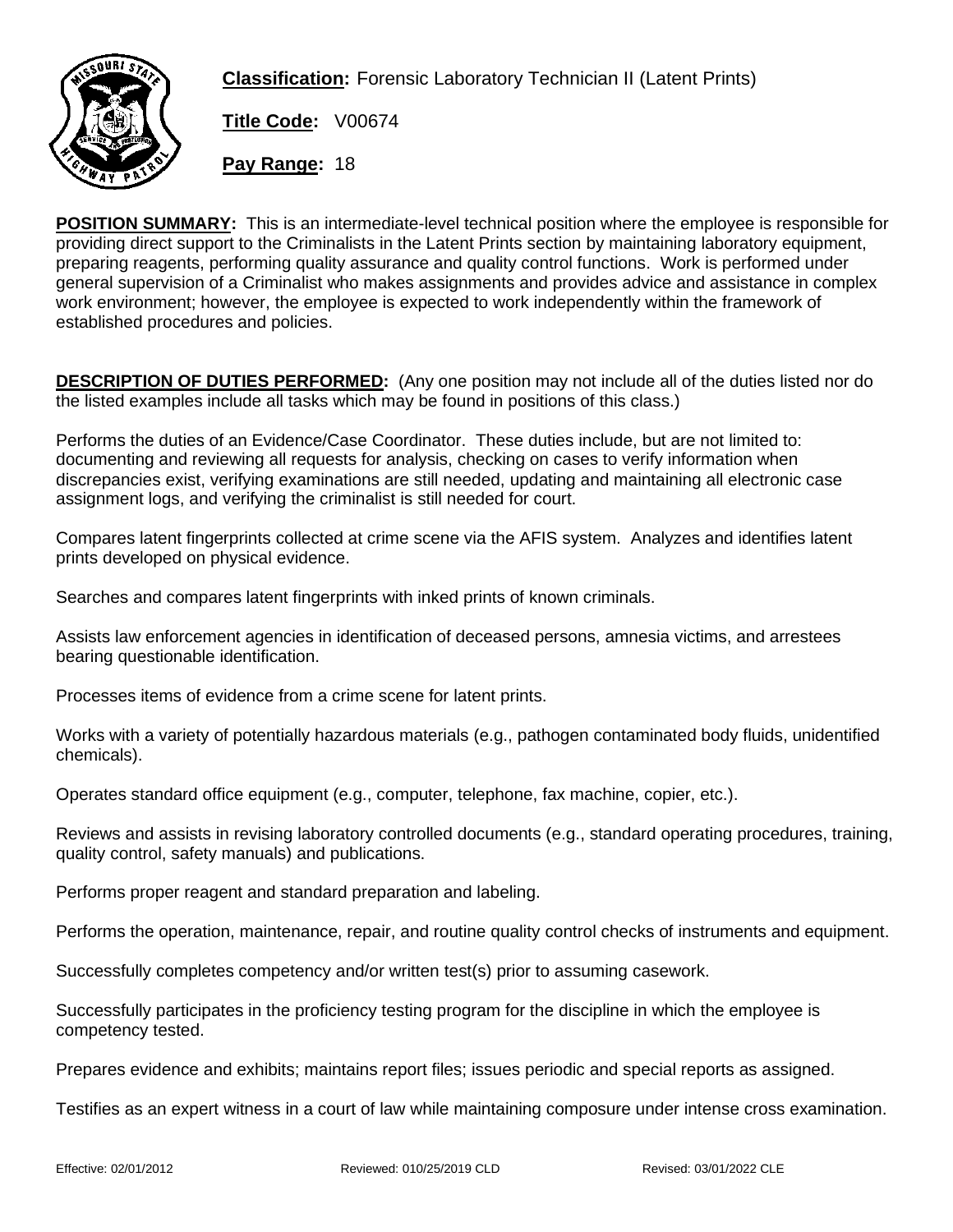**Classification:** Forensic Laboratory Technician II (Latent Prints)

**Title Code:** V00674

**Pay Range:** 18

**POSITION SUMMARY:** This is an intermediate-level technical position where the employee is responsible for providing direct support to the Criminalists in the Latent Prints section by maintaining laboratory equipment, preparing reagents, performing quality assurance and quality control functions. Work is performed under general supervision of a Criminalist who makes assignments and provides advice and assistance in complex work environment; however, the employee is expected to work independently within the framework of established procedures and policies.

**DESCRIPTION OF DUTIES PERFORMED:** (Any one position may not include all of the duties listed nor do the listed examples include all tasks which may be found in positions of this class.)

Performs the duties of an Evidence/Case Coordinator. These duties include, but are not limited to: documenting and reviewing all requests for analysis, checking on cases to verify information when discrepancies exist, verifying examinations are still needed, updating and maintaining all electronic case assignment logs, and verifying the criminalist is still needed for court.

Compares latent fingerprints collected at crime scene via the AFIS system. Analyzes and identifies latent prints developed on physical evidence.

Searches and compares latent fingerprints with inked prints of known criminals.

Assists law enforcement agencies in identification of deceased persons, amnesia victims, and arrestees bearing questionable identification.

Processes items of evidence from a crime scene for latent prints.

Works with a variety of potentially hazardous materials (e.g., pathogen contaminated body fluids, unidentified chemicals).

Operates standard office equipment (e.g., computer, telephone, fax machine, copier, etc.).

Reviews and assists in revising laboratory controlled documents (e.g., standard operating procedures, training, quality control, safety manuals) and publications.

Performs proper reagent and standard preparation and labeling.

Performs the operation, maintenance, repair, and routine quality control checks of instruments and equipment.

Successfully completes competency and/or written test(s) prior to assuming casework.

Successfully participates in the proficiency testing program for the discipline in which the employee is competency tested.

Prepares evidence and exhibits; maintains report files; issues periodic and special reports as assigned.

Testifies as an expert witness in a court of law while maintaining composure under intense cross examination.

Effective: 02/01/2012 Reviewed: 010/25/2019 CLD Revised: 03/01/2022 CLE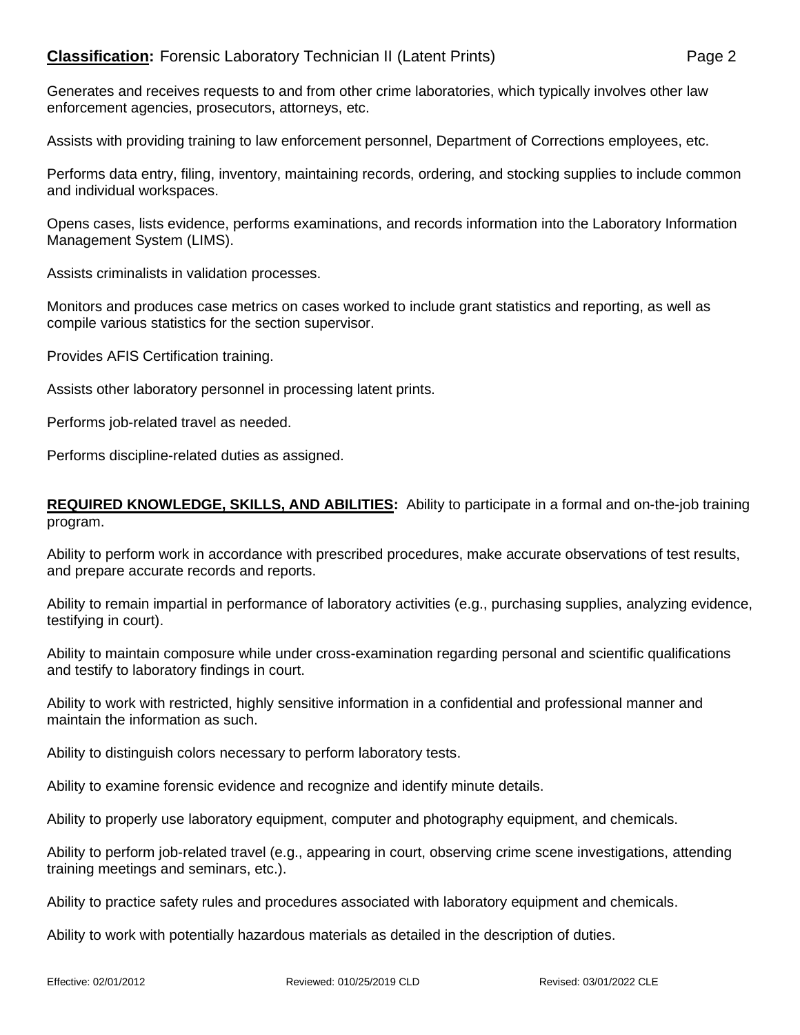Generates and receives requests to and from other crime laboratories, which typically involves other law enforcement agencies, prosecutors, attorneys, etc.

Assists with providing training to law enforcement personnel, Department of Corrections employees, etc.

Performs data entry, filing, inventory, maintaining records, ordering, and stocking supplies to include common and individual workspaces.

Opens cases, lists evidence, performs examinations, and records information into the Laboratory Information Management System (LIMS).

Assists criminalists in validation processes.

Monitors and produces case metrics on cases worked to include grant statistics and reporting, as well as compile various statistics for the section supervisor.

Provides AFIS Certification training.

Assists other laboratory personnel in processing latent prints.

Performs job-related travel as needed.

Performs discipline-related duties as assigned.

**REQUIRED KNOWLEDGE, SKILLS, AND ABILITIES:** Ability to participate in a formal and on-the-job training program.

Ability to perform work in accordance with prescribed procedures, make accurate observations of test results, and prepare accurate records and reports.

Ability to remain impartial in performance of laboratory activities (e.g., purchasing supplies, analyzing evidence, testifying in court).

Ability to maintain composure while under cross-examination regarding personal and scientific qualifications and testify to laboratory findings in court.

Ability to work with restricted, highly sensitive information in a confidential and professional manner and maintain the information as such.

Ability to distinguish colors necessary to perform laboratory tests.

Ability to examine forensic evidence and recognize and identify minute details.

Ability to properly use laboratory equipment, computer and photography equipment, and chemicals.

Ability to perform job-related travel (e.g., appearing in court, observing crime scene investigations, attending training meetings and seminars, etc.).

Ability to practice safety rules and procedures associated with laboratory equipment and chemicals.

Ability to work with potentially hazardous materials as detailed in the description of duties.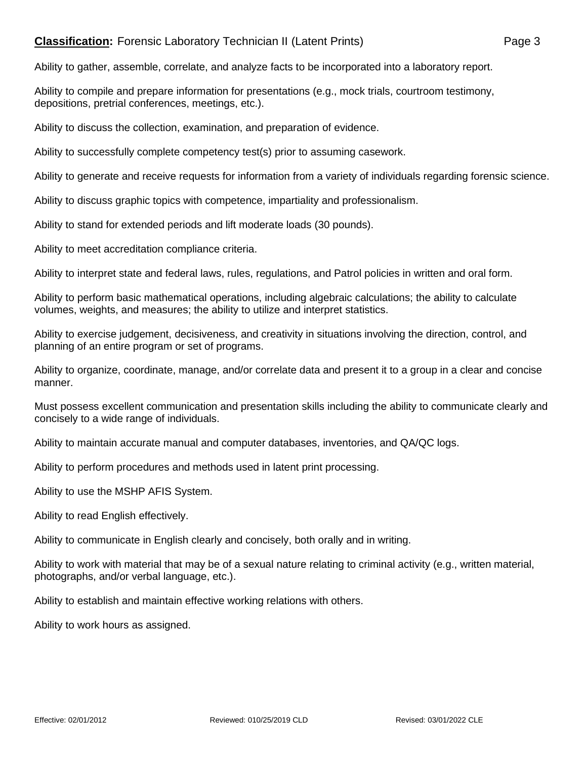Ability to gather, assemble, correlate, and analyze facts to be incorporated into a laboratory report.

Ability to compile and prepare information for presentations (e.g., mock trials, courtroom testimony, depositions, pretrial conferences, meetings, etc.).

Ability to discuss the collection, examination, and preparation of evidence.

Ability to successfully complete competency test(s) prior to assuming casework.

Ability to generate and receive requests for information from a variety of individuals regarding forensic science.

Ability to discuss graphic topics with competence, impartiality and professionalism.

Ability to stand for extended periods and lift moderate loads (30 pounds).

Ability to meet accreditation compliance criteria.

Ability to interpret state and federal laws, rules, regulations, and Patrol policies in written and oral form.

Ability to perform basic mathematical operations, including algebraic calculations; the ability to calculate volumes, weights, and measures; the ability to utilize and interpret statistics.

Ability to exercise judgement, decisiveness, and creativity in situations involving the direction, control, and planning of an entire program or set of programs.

Ability to organize, coordinate, manage, and/or correlate data and present it to a group in a clear and concise manner.

Must possess excellent communication and presentation skills including the ability to communicate clearly and concisely to a wide range of individuals.

Ability to maintain accurate manual and computer databases, inventories, and QA/QC logs.

Ability to perform procedures and methods used in latent print processing.

Ability to use the MSHP AFIS System.

Ability to read English effectively.

Ability to communicate in English clearly and concisely, both orally and in writing.

Ability to work with material that may be of a sexual nature relating to criminal activity (e.g., written material, photographs, and/or verbal language, etc.).

Ability to establish and maintain effective working relations with others.

Ability to work hours as assigned.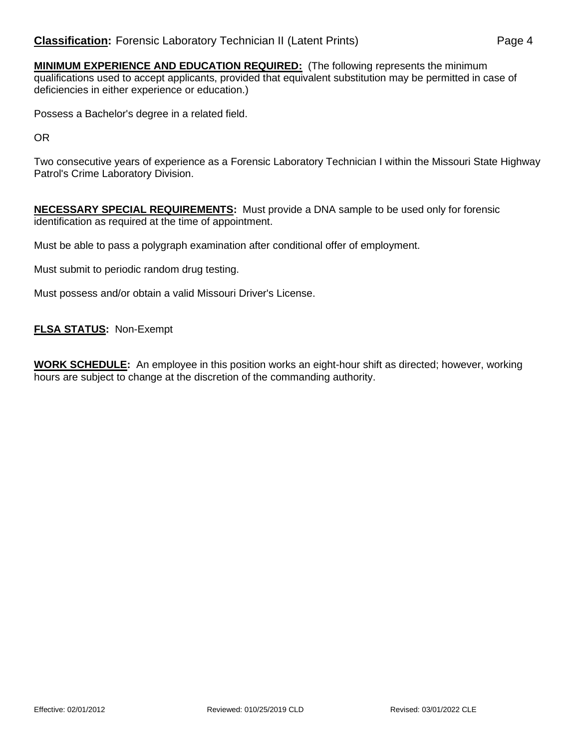**MINIMUM EXPERIENCE AND EDUCATION REQUIRED:** (The following represents the minimum qualifications used to accept applicants, provided that equivalent substitution may be permitted in case of deficiencies in either experience or education.)

Possess a Bachelor's degree in a related field.

OR

Two consecutive years of experience as a Forensic Laboratory Technician I within the Missouri State Highway Patrol's Crime Laboratory Division.

**NECESSARY SPECIAL REQUIREMENTS:** Must provide a DNA sample to be used only for forensic identification as required at the time of appointment.

Must be able to pass a polygraph examination after conditional offer of employment.

Must submit to periodic random drug testing.

Must possess and/or obtain a valid Missouri Driver's License.

**FLSA STATUS:** Non-Exempt

**WORK SCHEDULE:** An employee in this position works an eight-hour shift as directed; however, working hours are subject to change at the discretion of the commanding authority.

Effective: 02/01/2012    Reviewed: 010/25/2019 CLD    Revised: 03/01/2022 CLE